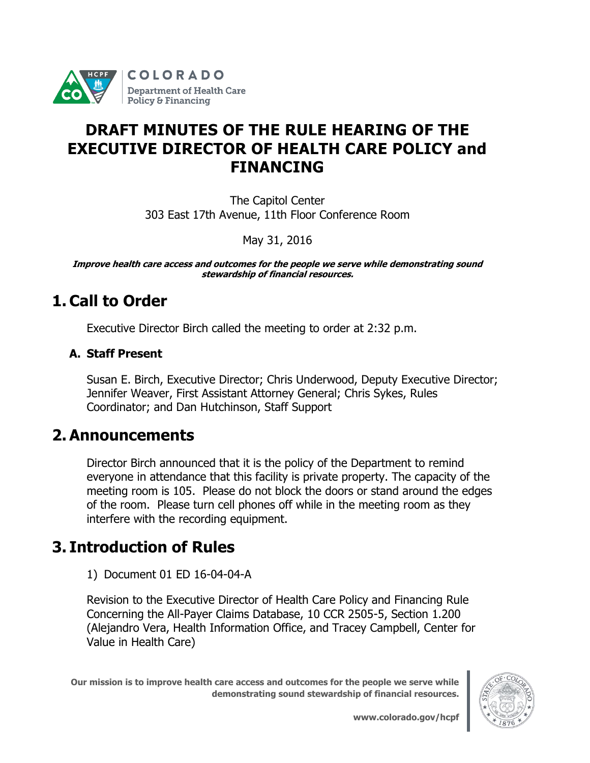COLORADO
Department of Health Care Policy & Financing

# DRAFT MINUTES OF THE RULE HEARING OF THE EXECUTIVE DIRECTOR OF HEALTH CARE POLICY and FINANCING

The Capitol Center
303 East 17th Avenue, 11th Floor Conference Room

May 31, 2016

***Improve health care access and outcomes for the people we serve while demonstrating sound stewardship of financial resources.***

## 1. Call to Order

Executive Director Birch called the meeting to order at 2:32 p.m.

### A. Staff Present

Susan E. Birch, Executive Director; Chris Underwood, Deputy Executive Director; Jennifer Weaver, First Assistant Attorney General; Chris Sykes, Rules Coordinator; and Dan Hutchinson, Staff Support

## 2. Announcements

Director Birch announced that it is the policy of the Department to remind everyone in attendance that this facility is private property. The capacity of the meeting room is 105. Please do not block the doors or stand around the edges of the room. Please turn cell phones off while in the meeting room as they interfere with the recording equipment.

## 3. Introduction of Rules

1) Document 01 ED 16-04-04-A

Revision to the Executive Director of Health Care Policy and Financing Rule Concerning the All-Payer Claims Database, 10 CCR 2505-5, Section 1.200 (Alejandro Vera, Health Information Office, and Tracey Campbell, Center for Value in Health Care)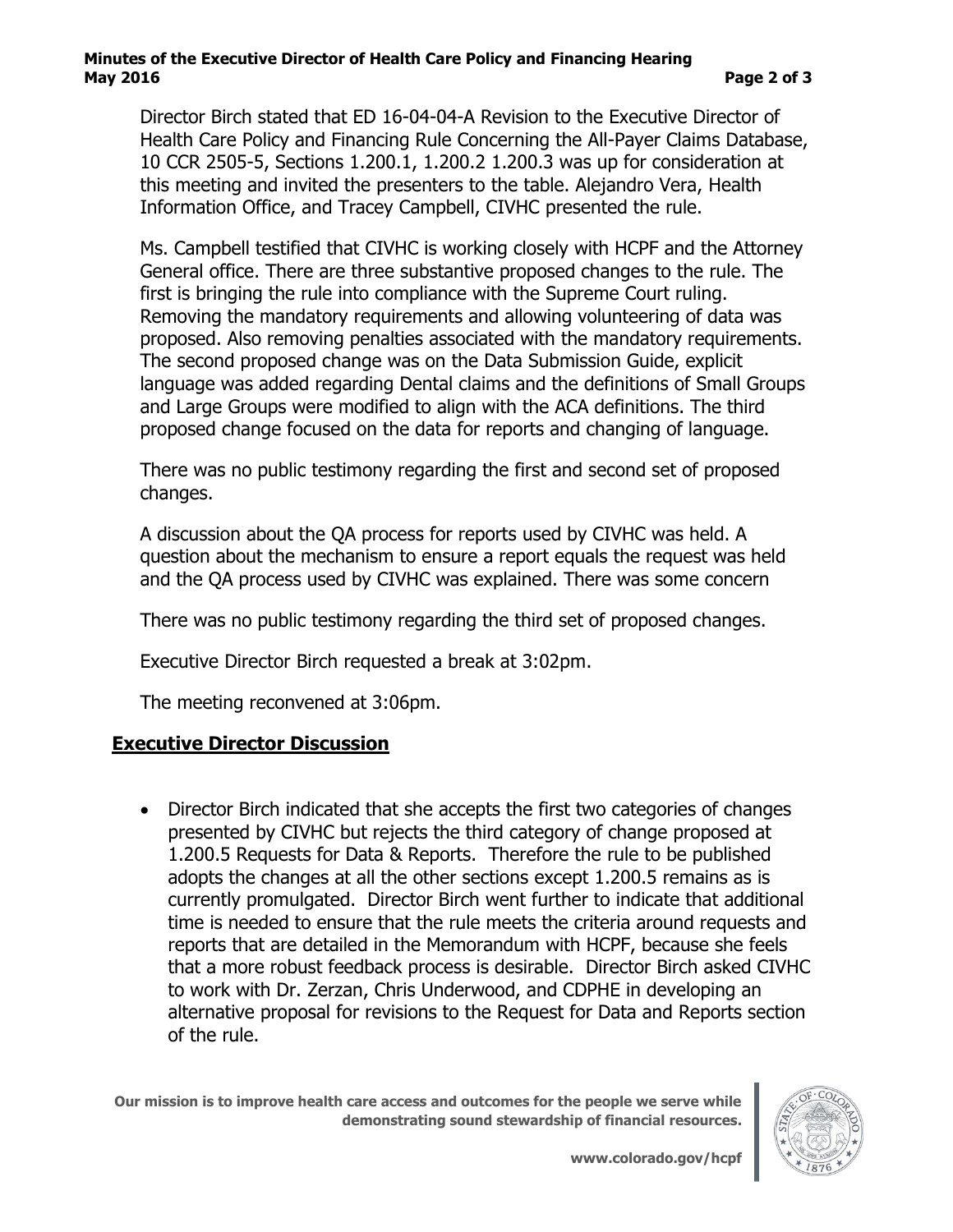Director Birch stated that ED 16-04-04-A Revision to the Executive Director of Health Care Policy and Financing Rule Concerning the All-Payer Claims Database, 10 CCR 2505-5, Sections 1.200.1, 1.200.2 1.200.3 was up for consideration at this meeting and invited the presenters to the table. Alejandro Vera, Health Information Office, and Tracey Campbell, CIVHC presented the rule.

Ms. Campbell testified that CIVHC is working closely with HCPF and the Attorney General office. There are three substantive proposed changes to the rule. The first is bringing the rule into compliance with the Supreme Court ruling. Removing the mandatory requirements and allowing volunteering of data was proposed. Also removing penalties associated with the mandatory requirements. The second proposed change was on the Data Submission Guide, explicit language was added regarding Dental claims and the definitions of Small Groups and Large Groups were modified to align with the ACA definitions. The third proposed change focused on the data for reports and changing of language.

There was no public testimony regarding the first and second set of proposed changes.

A discussion about the QA process for reports used by CIVHC was held. A question about the mechanism to ensure a report equals the request was held and the QA process used by CIVHC was explained. There was some concern

There was no public testimony regarding the third set of proposed changes.

Executive Director Birch requested a break at 3:02pm.

The meeting reconvened at 3:06pm.

## **Executive Director Discussion**

- Director Birch indicated that she accepts the first two categories of changes presented by CIVHC but rejects the third category of change proposed at 1.200.5 Requests for Data & Reports. Therefore the rule to be published adopts the changes at all the other sections except 1.200.5 remains as is currently promulgated. Director Birch went further to indicate that additional time is needed to ensure that the rule meets the criteria around requests and reports that are detailed in the Memorandum with HCPF, because she feels that a more robust feedback process is desirable. Director Birch asked CIVHC to work with Dr. Zerzan, Chris Underwood, and CDPHE in developing an alternative proposal for revisions to the Request for Data and Reports section of the rule.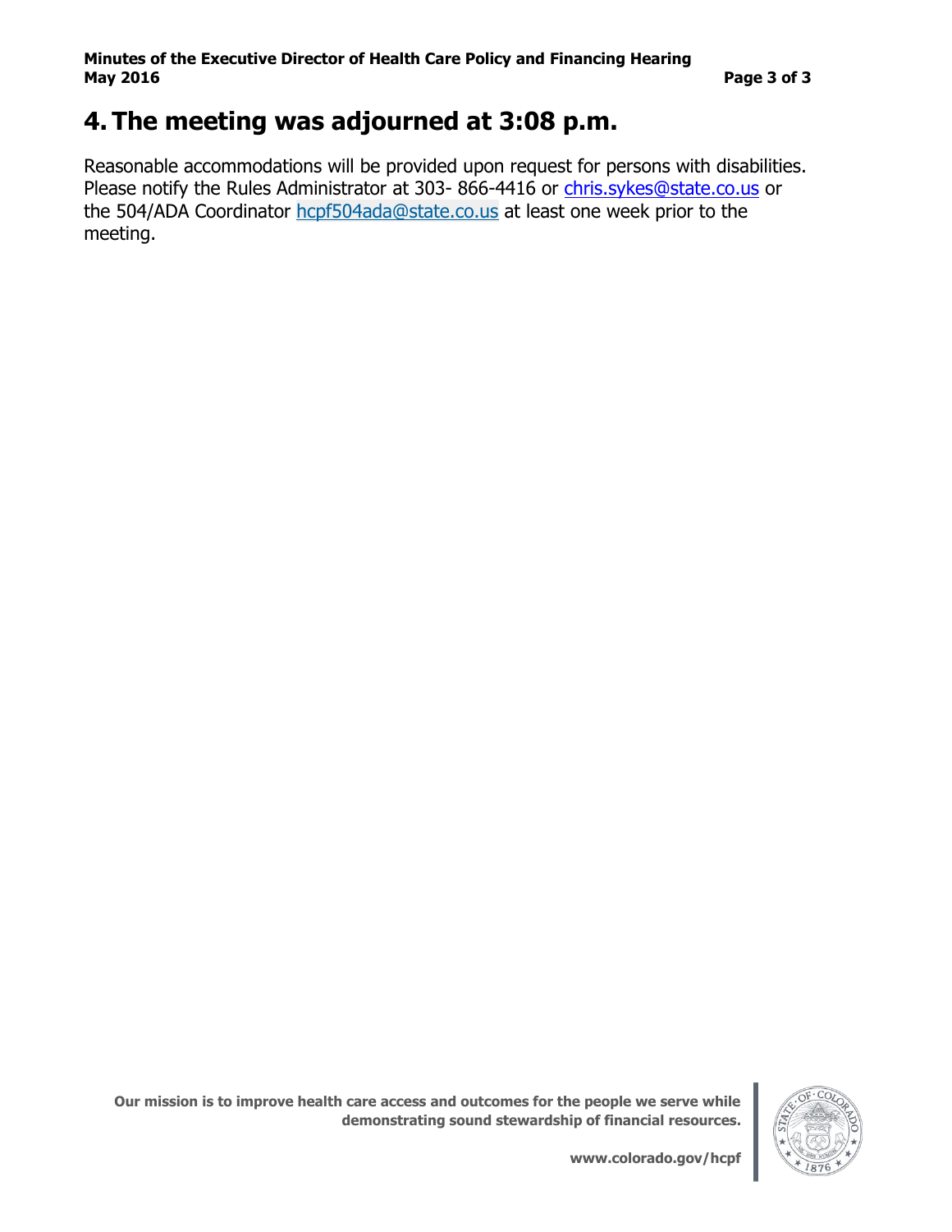## 4. The meeting was adjourned at 3:08 p.m.

Reasonable accommodations will be provided upon request for persons with disabilities. Please notify the Rules Administrator at 303- 866-4416 or chris.sykes@state.co.us or the 504/ADA Coordinator hcpf504ada@state.co.us at least one week prior to the meeting.

**Our mission is to improve health care access and outcomes for the people we serve while demonstrating sound stewardship of financial resources.**

**www.colorado.gov/hcpf**